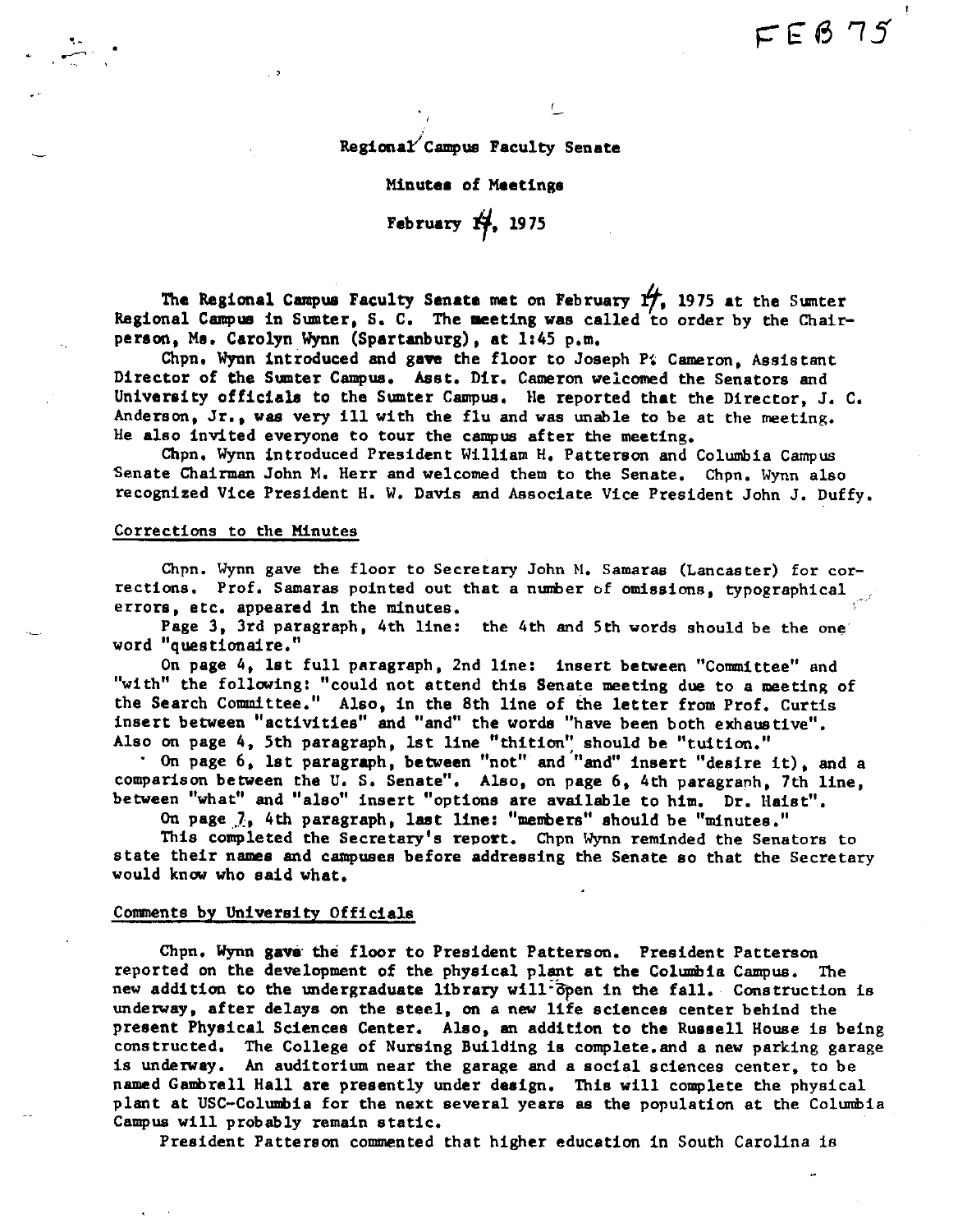FEB 75

# Regional Campus Faculty Senate

## Minutes of Meetings

## February 14, 1975

The Regional Campus Faculty Senate met on February 14, 1975 at the Sumter Regional Campus in Sumter, S. C. The meeting was called to order by the Chairperson, Ms. Carolyn Wynn (Spartanburg), at 1:45 p.m.

Chpn. Wynn introduced and gave the floor to Joseph P. Cameron, Assistant Director of the Sumter Campus. Asst. Dir. Cameron welcomed the Senators and University officials to the Sumter Campus. He reported that the Director, J. C. Anderson, Jr., was very ill with the flu and was unable to be at the meeting. He also invited everyone to tour the campus after the meeting.

Chpn. Wynn introduced President William H. Patterson and Columbia Campus Senate Chairman John M. Herr and welcomed them to the Senate. Chpn. Wynn also recognized Vice President H. W. Davis and Associate Vice President John J. Duffy.

### Corrections to the Minutes

Chpn. Wynn gave the floor to Secretary John M. Samaras (Lancaster) for corrections. Prof. Samaras pointed out that a number of omissions, typographical errors, etc. appeared in the minutes.

Page 3, 3rd paragraph, 4th line: the 4th and 5th words should be the one word "questionaire."

On page 4, 1st full paragraph, 2nd line: insert between "Committee" and "with" the following: "could not attend this Senate meeting due to a meeting of the Search Committee." Also, in the 8th line of the letter from Prof. Curtis insert between "activities" and "and" the words "have been both exhaustive". Also on page 4, 5th paragraph, 1st line "thition" should be "tuition."

On page 6, 1st paragraph, between "not" and "and" insert "desire it), and a comparison between the U. S. Senate". Also, on page 6, 4th paragraph, 7th line, between "what" and "also" insert "options are available to him. Dr. Haist".

On page 7, 4th paragraph, last line: "members" should be "minutes."

This completed the Secretary's report. Chpn Wynn reminded the Senators to state their names and campuses before addressing the Senate so that the Secretary would know who said what.

### Comments by University Officials

Chpn. Wynn gave the floor to President Patterson. President Patterson reported on the development of the physical plant at the Columbia Campus. The new addition to the undergraduate library will open in the fall. Construction is underway, after delays on the steel, on a new life sciences center behind the present Physical Sciences Center. Also, an addition to the Russell House is being constructed. The College of Nursing Building is complete.and a new parking garage is underway. An auditorium near the garage and a social sciences center, to be named Gambrell Hall are presently under design. This will complete the physical plant at USC-Columbia for the next several years as the population at the Columbia Campus will probably remain static.

President Patterson commented that higher education in South Carolina is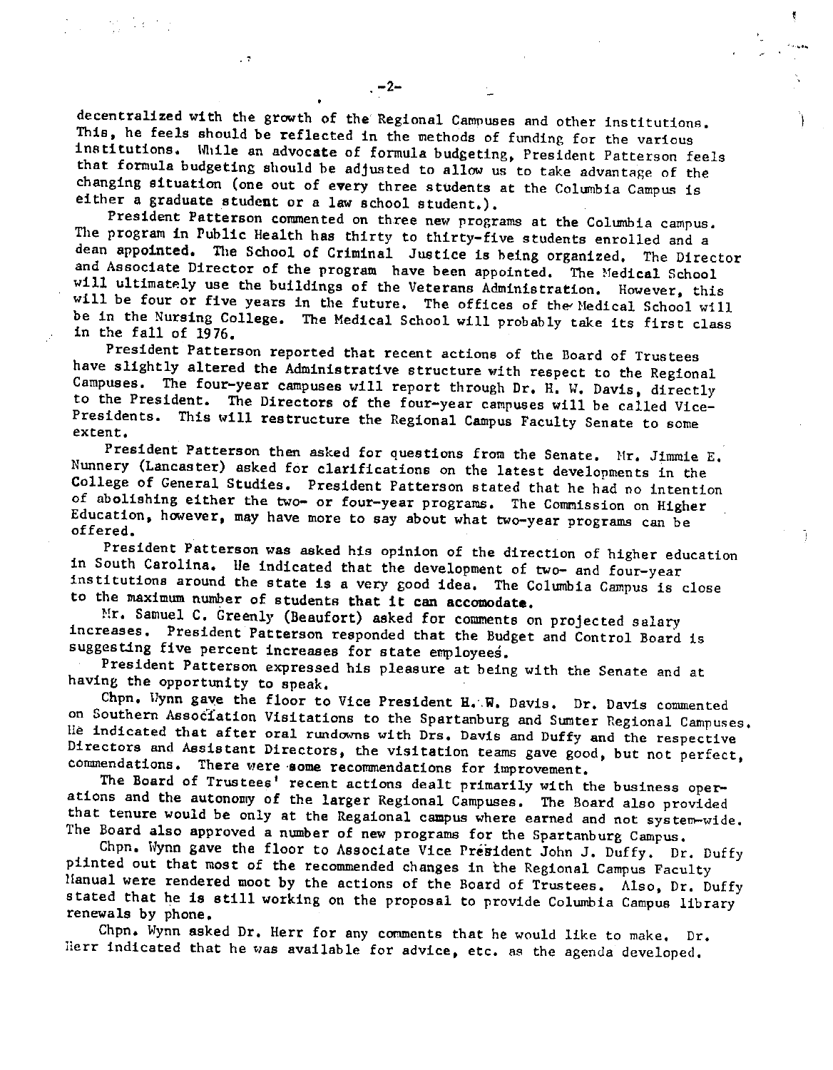decentralized with the growth of the Regional Campuses and other institutions. This, he feels should be reflected in the methods of funding for the various institutions. While an advocate of formula budgeting, President Patterson feels that formula budgeting should be adjusted to allow us to take advantage of the changing situation (one out of every three students at the Columbia Campus is either a graduate student or a law school student.).

President Patterson commented on three new programs at the Columbia campus. The program in Public Health has thirty to thirty-five students enrolled and a dean appointed. The School of Criminal Justice is being organized. The Director and Associate Director of the program have been appointed. The Medical School will ultimately use the buildings of the Veterans Administration. However, this will be four or five years in the future. The offices of the Medical School will be in the Nursing College. The Medical School will probably take its first class in the fall of 1976.

President Patterson reported that recent actions of the Board of Trustees have slightly altered the Administrative structure with respect to the Regional Campuses. The four-year campuses will report through Dr. H. W. Davis, directly to the President. The Directors of the four-year campuses will be called Vice-Presidents. This will restructure the Regional Campus Faculty Senate to some extent.

President Patterson then asked for questions from the Senate. Mr. Jimmie E. Nunnery (Lancaster) asked for clarifications on the latest developments in the College of General Studies. President Patterson stated that he had no intention of abolishing either the two- or four-year programs. The Commission on Higher Education, however, may have more to say about what two-year programs can be offered.

President Patterson was asked his opinion of the direction of higher education in South Carolina. He indicated that the development of two- and four-year institutions around the state is a very good idea. The Columbia Campus is close to the maximum number of students that it can accomodate.

Mr. Samuel C. Greenly (Beaufort) asked for comments on projected salary increases. President Patterson responded that the Budget and Control Board is suggesting five percent increases for state employees.

President Patterson expressed his pleasure at being with the Senate and at having the opportunity to speak.

Chpn. Wynn gave the floor to Vice President H. W. Davis. Dr. Davis commented on Southern Association Visitations to the Spartanburg and Sumter Regional Campuses. He indicated that after oral rundowns with Drs. Davis and Duffy and the respective Directors and Assistant Directors, the visitation teams gave good, but not perfect, commendations. There were some recommendations for improvement.

The Board of Trustees' recent actions dealt primarily with the business operations and the autonomy of the larger Regional Campuses. The Board also provided that tenure would be only at the Regaional campus where earned and not system-wide. The Board also approved a number of new programs for the Spartanburg Campus.

Chpn. Wynn gave the floor to Associate Vice President John J. Duffy. Dr. Duffy pinted out that most of the recommended changes in the Regional Campus Faculty Manual were rendered moot by the actions of the Board of Trustees. Also, Dr. Duffy stated that he is still working on the proposal to provide Columbia Campus library renewals by phone.

Chpn. Wynn asked Dr. Herr for any comments that he would like to make. Dr. Herr indicated that he was available for advice, etc. as the agenda developed.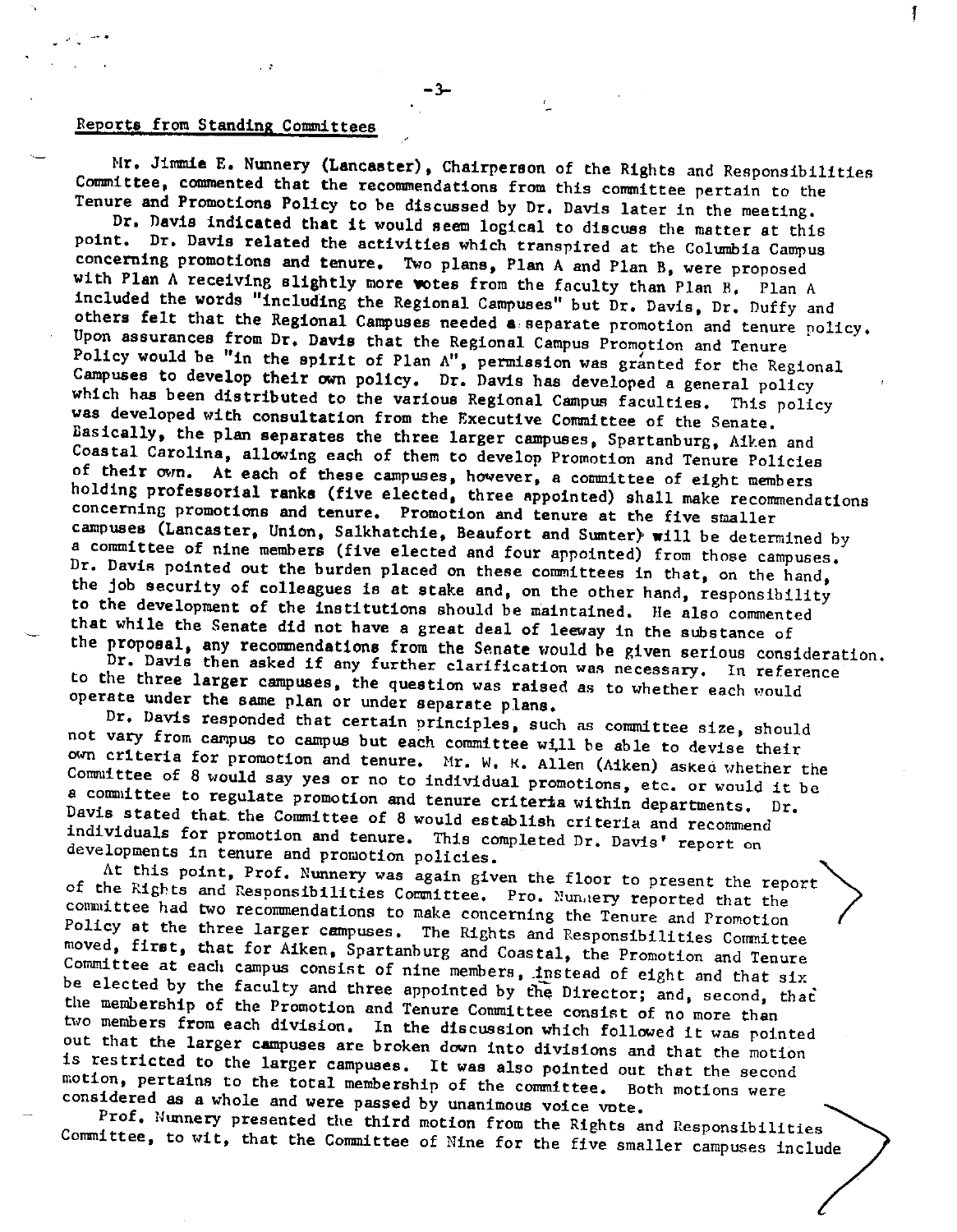## Reports from Standing Committees

Mr. Jimmie E. Nunnery (Lancaster), Chairperson of the Rights and Responsibilities Committee, commented that the recommendations from this committee pertain to the Tenure and Promotions Policy to be discussed by Dr. Davis later in the meeting.

Dr. Davis indicated that it would seem logical to discuss the matter at this point. Dr. Davis related the activities which transpired at the Columbia Campus concerning promotions and tenure. Two plans, Plan A and Plan B, were proposed with Plan A receiving slightly more votes from the faculty than Plan B. Plan A included the words "including the Regional Campuses" but Dr. Davis, Dr. Duffy and others felt that the Regional Campuses needed a separate promotion and tenure policy. Upon assurances from Dr. Davis that the Regional Campus Promotion and Tenure Policy would be "in the spirit of Plan A", permission was granted for the Regional Campuses to develop their own policy. Dr. Davis has developed a general policy which has been distributed to the various Regional Campus faculties. This policy was developed with consultation from the Executive Committee of the Senate. Basically, the plan separates the three larger campuses, Spartanburg, Aiken and Coastal Carolina, allowing each of them to develop Promotion and Tenure Policies of their own. At each of these campuses, however, a committee of eight members holding professorial ranks (five elected, three appointed) shall make recommendations concerning promotions and tenure. Promotion and tenure at the five smaller campuses (Lancaster, Union, Salkhatchie, Beaufort and Sumter) will be determined by a committee of nine members (five elected and four appointed) from those campuses. Dr. Davis pointed out the burden placed on these committees in that, on the hand, the job security of colleagues is at stake and, on the other hand, responsibility to the development of the institutions should be maintained. He also commented that while the Senate did not have a great deal of leeway in the substance of the proposal, any recommendations from the Senate would be given serious consideration.

Dr. Davis then asked if any further clarification was necessary. In reference to the three larger campuses, the question was raised as to whether each would operate under the same plan or under separate plans.

Dr. Davis responded that certain principles, such as committee size, should not vary from campus to campus but each committee will be able to devise their own criteria for promotion and tenure. Mr. W. K. Allen (Aiken) asked whether the Committee of 8 would say yes or no to individual promotions, etc. or would it be a committee to regulate promotion and tenure criteria within departments. Dr. Davis stated that the Committee of 8 would establish criteria and recommend individuals for promotion and tenure. This completed Dr. Davis' report on developments in tenure and promotion policies.

At this point, Prof. Nunnery was again given the floor to present the report of the Rights and Responsibilities Committee. Pro. Nunnery reported that the committee had two recommendations to make concerning the Tenure and Promotion Policy at the three larger campuses. The Rights and Responsibilities Committee moved, first, that for Aiken, Spartanburg and Coastal, the Promotion and Tenure Committee at each campus consist of nine members, instead of eight and that six be elected by the faculty and three appointed by the Director; and, second, that the membership of the Promotion and Tenure Committee consist of no more than two members from each division. In the discussion which followed it was pointed out that the larger campuses are broken down into divisions and that the motion is restricted to the larger campuses. It was also pointed out that the second motion, pertains to the total membership of the committee. Both motions were considered as a whole and were passed by unanimous voice vote.

Prof. Nunnery presented the third motion from the Rights and Responsibilities Committee, to wit, that the Committee of Nine for the five smaller campuses include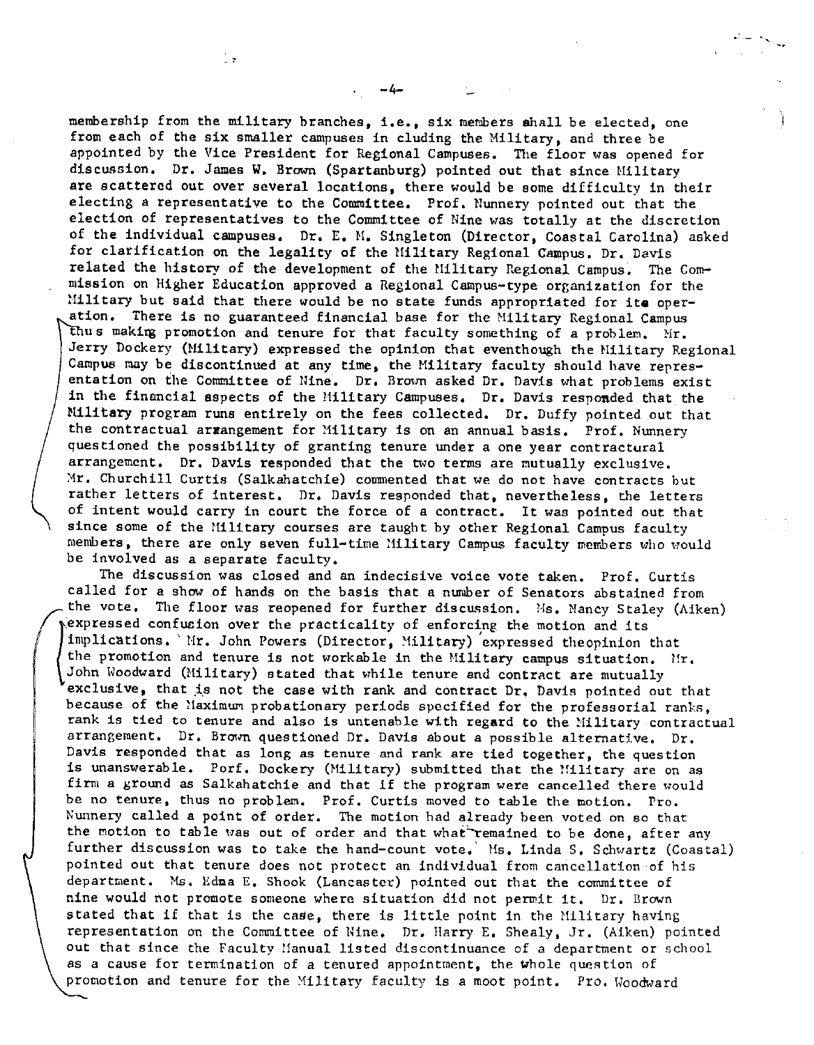membership from the military branches, i.e., six members shall be elected, one from each of the six smaller campuses in cluding the Military, and three be appointed by the Vice President for Regional Campuses. The floor was opened for discussion. Dr. James W. Brown (Spartanburg) pointed out that since Military are scattered out over several locations, there would be some difficulty in their electing a representative to the Committee. Prof. Nunnery pointed out that the election of representatives to the Committee of Nine was totally at the discretion of the individual campuses. Dr. E. M. Singleton (Director, Coastal Carolina) asked for clarification on the legality of the Military Regional Campus. Dr. Davis related the history of the development of the Military Regional Campus. The Commission on Higher Education approved a Regional Campus-type organization for the Military but said that there would be no state funds appropriated for its operation. There is no guaranteed financial base for the Military Regional Campus thus making promotion and tenure for that faculty something of a problem. Mr. Jerry Dockery (Military) expressed the opinion that eventhough the Military Regional Campus may be discontinued at any time, the Military faculty should have representation on the Committee of Nine. Dr. Brown asked Dr. Davis what problems exist in the financial aspects of the Military Campuses. Dr. Davis responded that the Military program runs entirely on the fees collected. Dr. Duffy pointed out that the contractual arrangement for Military is on an annual basis. Prof. Nunnery questioned the possibility of granting tenure under a one year contractural arrangement. Dr. Davis responded that the two terms are mutually exclusive. Mr. Churchill Curtis (Salkahatchie) commented that we do not have contracts but rather letters of interest. Dr. Davis responded that, nevertheless, the letters of intent would carry in court the force of a contract. It was pointed out that since some of the Military courses are taught by other Regional Campus faculty members, there are only seven full-time Military Campus faculty members who would be involved as a separate faculty.

The discussion was closed and an indecisive voice vote taken. Prof. Curtis called for a show of hands on the basis that a number of Senators abstained from the vote. The floor was reopened for further discussion. Ms. Nancy Staley (Aiken) expressed confusion over the practicality of enforcing the motion and its implications. Mr. John Powers (Director, Military) expressed theopinion that the promotion and tenure is not workable in the Military campus situation. Mr. John Woodward (Military) stated that while tenure and contract are mutually exclusive, that is not the case with rank and contract Dr. Davis pointed out that because of the Maximum probationary periods specified for the professorial ranks, rank is tied to tenure and also is untenable with regard to the Military contractual arrangement. Dr. Brown questioned Dr. Davis about a possible alternative. Dr. Davis responded that as long as tenure and rank are tied together, the question is unanswerable. Porf. Dockery (Military) submitted that the Military are on as firm a ground as Salkahatchie and that if the program were cancelled there would be no tenure, thus no problem. Prof. Curtis moved to table the motion. Pro. Nunnery called a point of order. The motion had already been voted on so that the motion to table was out of order and that what remained to be done, after any further discussion was to take the hand-count vote. Ms. Linda S. Schwartz (Coastal) pointed out that tenure does not protect an individual from cancellation of his department. Ms. Edna E. Shook (Lancaster) pointed out that the committee of nine would not promote someone where situation did not permit it. Dr. Brown stated that if that is the case, there is little point in the Military having representation on the Committee of Nine. Dr. Harry E. Shealy, Jr. (Aiken) pointed out that since the Faculty Manual listed discontinuance of a department or school as a cause for termination of a tenured appointment, the whole question of promotion and tenure for the Military faculty is a moot point. Pro. Woodward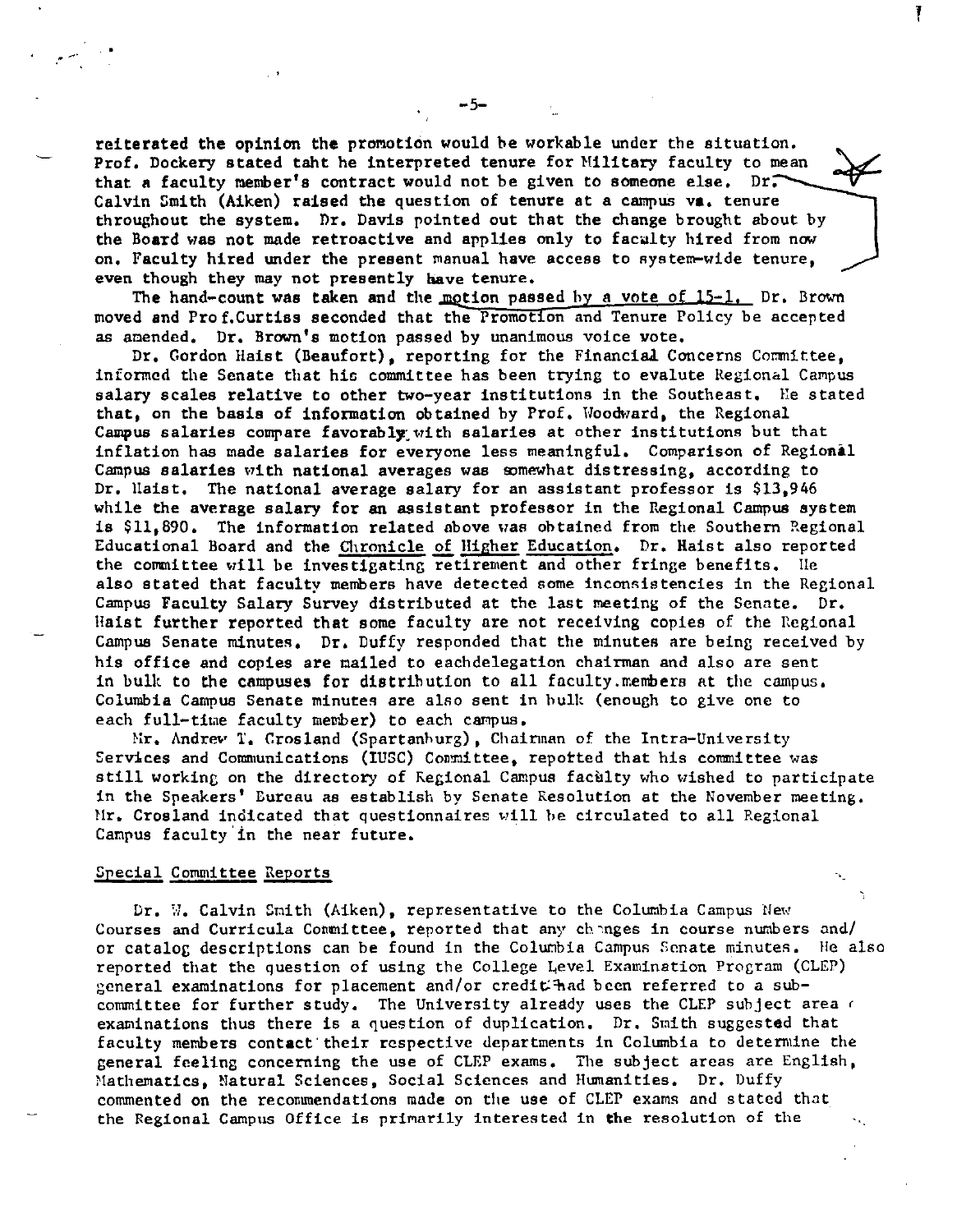reiterated the opinion the promotion would be workable under the situation. Prof. Dockery stated taht he interpreted tenure for Military faculty to mean that a faculty member's contract would not be given to someone else. Dr. Calvin Smith (Aiken) raised the question of tenure at a campus vs. tenure throughout the system. Dr. Davis pointed out that the change brought about by the Board was not made retroactive and applies only to faculty hired from now on. Faculty hired under the present manual have access to system-wide tenure, even though they may not presently have tenure.

The hand-count was taken and the motion passed by a vote of 15-1. Dr. Brown moved and Prof.Curtiss seconded that the Promotion and Tenure Policy be accepted as amended. Dr. Brown's motion passed by unanimous voice vote.

Dr. Gordon Haist (Beaufort), reporting for the Financial Concerns Committee, informed the Senate that his committee has been trying to evalute Regional Campus salary scales relative to other two-year institutions in the Southeast. He stated that, on the basis of information obtained by Prof. Woodward, the Regional Campus salaries compare favorably with salaries at other institutions but that inflation has made salaries for everyone less meaningful. Comparison of Regional Campus salaries with national averages was somewhat distressing, according to Dr. Haist. The national average salary for an assistant professor is $13,946 while the average salary for an assistant professor in the Regional Campus system is $11,890. The information related above was obtained from the Southern Regional Educational Board and the Chronicle of Higher Education. Dr. Haist also reported the committee will be investigating retirement and other fringe benefits. He also stated that faculty members have detected some inconsistencies in the Regional Campus Faculty Salary Survey distributed at the last meeting of the Senate. Dr. Haist further reported that some faculty are not receiving copies of the Regional Campus Senate minutes. Dr. Duffy responded that the minutes are being received by his office and copies are mailed to eachdelegation chairman and also are sent in bulk to the campuses for distribution to all faculty.members at the campus. Columbia Campus Senate minutes are also sent in bulk (enough to give one to each full-time faculty member) to each campus.

Mr. Andrew T. Crosland (Spartanburg), Chairman of the Intra-University Services and Communications (IUSC) Committee, repotted that his committee was still working on the directory of Regional Campus faculty who wished to participate in the Speakers' Bureau as establish by Senate Resolution at the November meeting. Mr. Crosland indicated that questionnaires will be circulated to all Regional Campus faculty in the near future.

## Special Committee Reports

Dr. W. Calvin Smith (Aiken), representative to the Columbia Campus New Courses and Curricula Committee, reported that any changes in course numbers and/ or catalog descriptions can be found in the Columbia Campus Senate minutes. He also reported that the question of using the College Level Examination Program (CLEP) general examinations for placement and/or credit had been referred to a subcommittee for further study. The University already uses the CLEP subject area examinations thus there is a question of duplication. Dr. Smith suggested that faculty members contact their respective departments in Columbia to determine the general feeling concerning the use of CLEP exams. The subject areas are English, Mathematics, Natural Sciences, Social Sciences and Humanities. Dr. Duffy commented on the recommendations made on the use of CLEP exams and stated that the Regional Campus Office is primarily interested in the resolution of the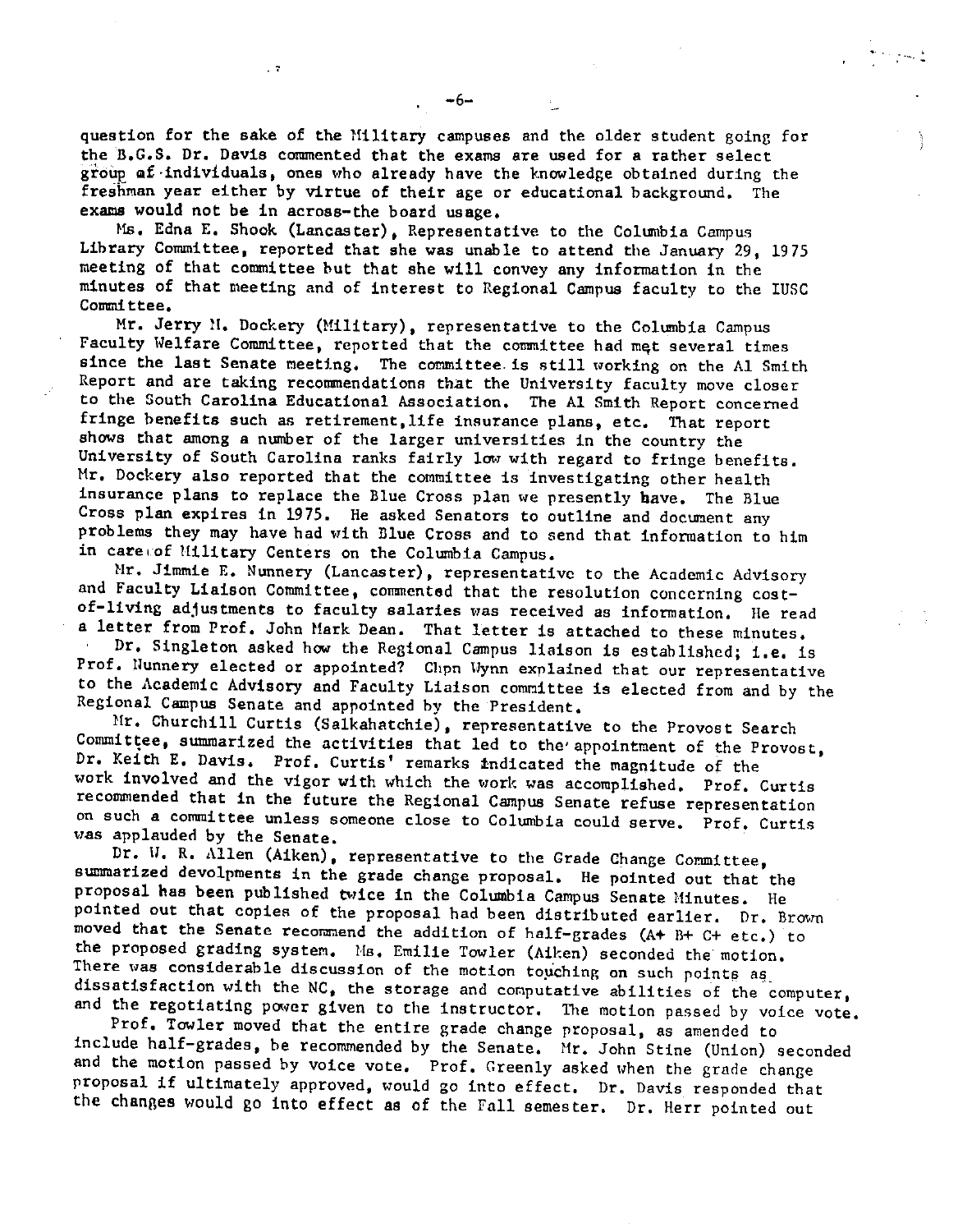question for the sake of the Military campuses and the older student going for the B.G.S. Dr. Davis commented that the exams are used for a rather select group of individuals, ones who already have the knowledge obtained during the freshman year either by virtue of their age or educational background. The exams would not be in across-the board usage.

Ms. Edna E. Shook (Lancaster), Representative to the Columbia Campus Library Committee, reported that she was unable to attend the January 29, 1975 meeting of that committee but that she will convey any information in the minutes of that meeting and of interest to Regional Campus faculty to the IUSC Committee.

Mr. Jerry M. Dockery (Military), representative to the Columbia Campus Faculty Welfare Committee, reported that the committee had met several times since the last Senate meeting. The committee is still working on the Al Smith Report and are taking recommendations that the University faculty move closer to the South Carolina Educational Association. The Al Smith Report concerned fringe benefits such as retirement, life insurance plans, etc. That report shows that among a number of the larger universities in the country the University of South Carolina ranks fairly low with regard to fringe benefits. Mr. Dockery also reported that the committee is investigating other health insurance plans to replace the Blue Cross plan we presently have. The Blue Cross plan expires in 1975. He asked Senators to outline and document any problems they may have had with Blue Cross and to send that information to him in care of Military Centers on the Columbia Campus.

Mr. Jimmie E. Nunnery (Lancaster), representative to the Academic Advisory and Faculty Liaison Committee, commented that the resolution concerning cost-of-living adjustments to faculty salaries was received as information. He read a letter from Prof. John Mark Dean. That letter is attached to these minutes.

Dr. Singleton asked how the Regional Campus liaison is established; i.e. is Prof. Nunnery elected or appointed? Chpn Wynn explained that our representative to the Academic Advisory and Faculty Liaison committee is elected from and by the Regional Campus Senate and appointed by the President.

Mr. Churchill Curtis (Salkahatchie), representative to the Provost Search Committee, summarized the activities that led to the appointment of the Provost, Dr. Keith E. Davis. Prof. Curtis' remarks indicated the magnitude of the work involved and the vigor with which the work was accomplished. Prof. Curtis recommended that in the future the Regional Campus Senate refuse representation on such a committee unless someone close to Columbia could serve. Prof. Curtis was applauded by the Senate.

Dr. W. R. Allen (Aiken), representative to the Grade Change Committee, summarized devolpments in the grade change proposal. He pointed out that the proposal has been published twice in the Columbia Campus Senate Minutes. He pointed out that copies of the proposal had been distributed earlier. Dr. Brown moved that the Senate recommend the addition of half-grades (A+ B+ C+ etc.) to the proposed grading system. Ms. Emilie Towler (Aiken) seconded the motion. There was considerable discussion of the motion touching on such points as dissatisfaction with the NC, the storage and computative abilities of the computer, and the regotiating power given to the instructor. The motion passed by voice vote.

Prof. Towler moved that the entire grade change proposal, as amended to include half-grades, be recommended by the Senate. Mr. John Stine (Union) seconded and the motion passed by voice vote. Prof. Greenly asked when the grade change proposal if ultimately approved, would go into effect. Dr. Davis responded that the changes would go into effect as of the Fall semester. Dr. Herr pointed out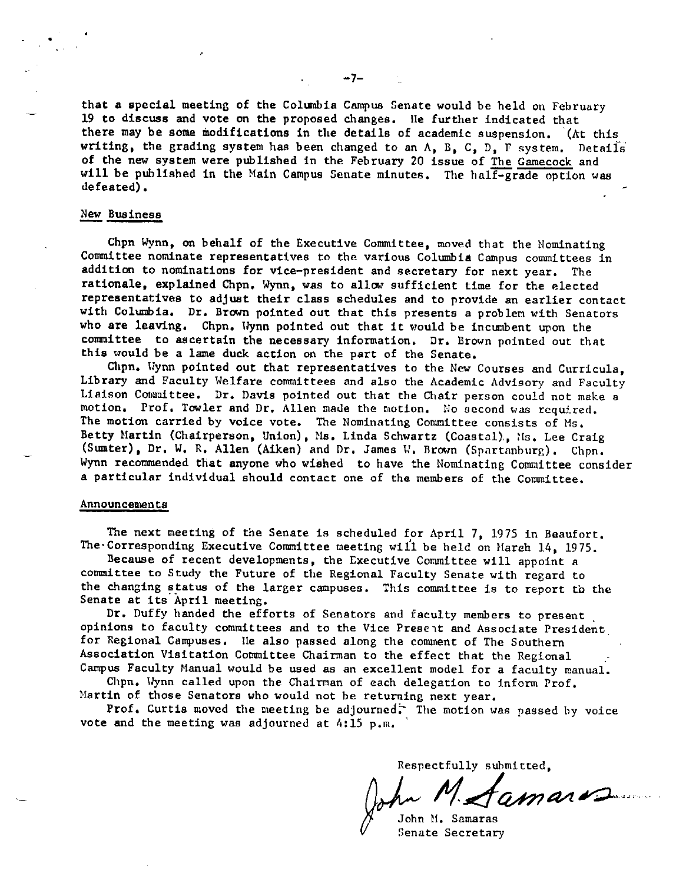that a special meeting of the Columbia Campus Senate would be held on February 19 to discuss and vote on the proposed changes. He further indicated that there may be some modifications in the details of academic suspension. (At this writing, the grading system has been changed to an A, B, C, D, F system. Details of the new system were published in the February 20 issue of The Gamecock and will be published in the Main Campus Senate minutes. The half-grade option was defeated).

## New Business

Chpn Wynn, on behalf of the Executive Committee, moved that the Nominating Committee nominate representatives to the various Columbia Campus committees in addition to nominations for vice-president and secretary for next year. The rationale, explained Chpn. Wynn, was to allow sufficient time for the elected representatives to adjust their class schedules and to provide an earlier contact with Columbia. Dr. Brown pointed out that this presents a problem with Senators who are leaving. Chpn. Wynn pointed out that it would be incumbent upon the committee to ascertain the necessary information. Dr. Brown pointed out that this would be a lame duck action on the part of the Senate.

Chpn. Wynn pointed out that representatives to the New Courses and Curricula, Library and Faculty Welfare committees and also the Academic Advisory and Faculty Liaison Committee. Dr. Davis pointed out that the Chair person could not make a motion. Prof. Towler and Dr. Allen made the motion. No second was required. The motion carried by voice vote. The Nominating Committee consists of Ms. Betty Martin (Chairperson, Union), Ms. Linda Schwartz (Coastal), Ms. Lee Craig (Sumter), Dr. W. R. Allen (Aiken) and Dr. James W. Brown (Spartanburg). Chpn. Wynn recommended that anyone who wished to have the Nominating Committee consider a particular individual should contact one of the members of the Committee.

## Announcements

The next meeting of the Senate is scheduled for April 7, 1975 in Beaufort. The Corresponding Executive Committee meeting will be held on March 14, 1975.

Because of recent developments, the Executive Committee will appoint a committee to Study the Future of the Regional Faculty Senate with regard to the changing status of the larger campuses. This committee is to report to the Senate at its April meeting.

Dr. Duffy handed the efforts of Senators and faculty members to present opinions to faculty committees and to the Vice Present and Associate President for Regional Campuses. He also passed along the comment of The Southern Association Visitation Committee Chairman to the effect that the Regional Campus Faculty Manual would be used as an excellent model for a faculty manual.

Chpn. Wynn called upon the Chairman of each delegation to inform Prof. Martin of those Senators who would not be returning next year.

Prof. Curtis moved the meeting be adjourned. The motion was passed by voice vote and the meeting was adjourned at 4:15 p.m.

Respectfully submitted,

John M. Samaras

John M. Samaras
Senate Secretary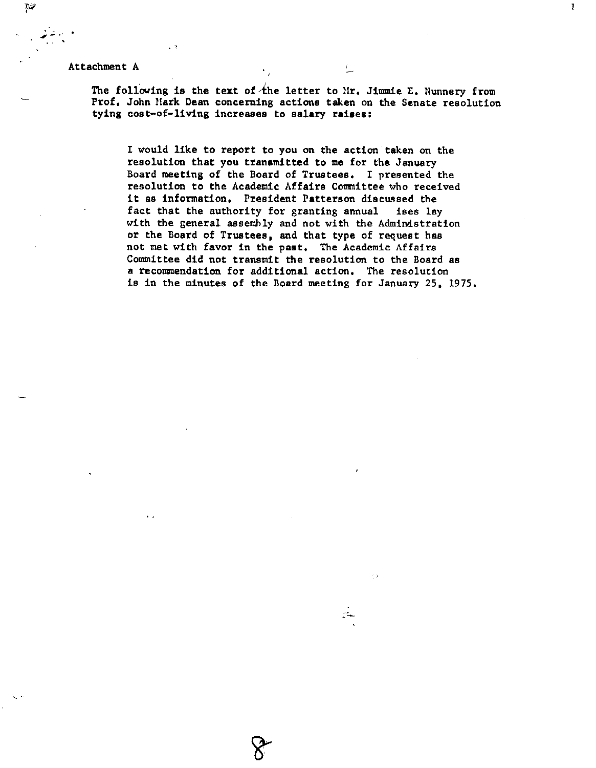Attachment A

The following is the text of the letter to Mr. Jimmie E. Nunnery from Prof. John Mark Dean concerning actions taken on the Senate resolution tying cost-of-living increases to salary raises:

> I would like to report to you on the action taken on the resolution that you transmitted to me for the January Board meeting of the Board of Trustees. I presented the resolution to the Academic Affairs Committee who received it as information. President Patterson discussed the fact that the authority for granting annual ises lay with the general assembly and not with the Administration or the Board of Trustees, and that type of request has not met with favor in the past. The Academic Affairs Committee did not transmit the resolution to the Board as a recommendation for additional action. The resolution is in the minutes of the Board meeting for January 25, 1975.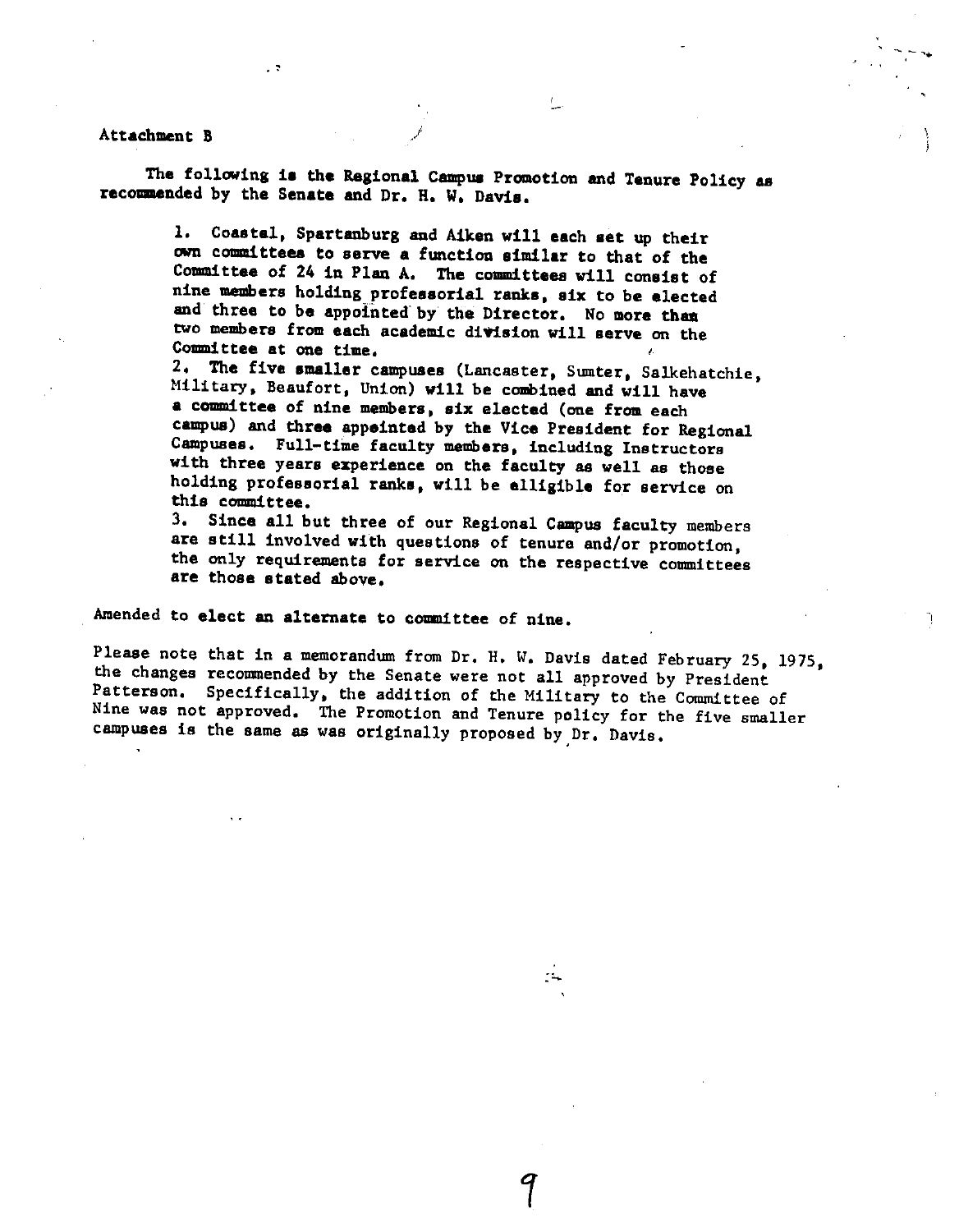Attachment B

The following is the Regional Campus Promotion and Tenure Policy as recommended by the Senate and Dr. H. W. Davis.

1. Coastal, Spartanburg and Aiken will each set up their own committees to serve a function similar to that of the Committee of 24 in Plan A. The committees will consist of nine members holding professorial ranks, six to be elected and three to be appointed by the Director. No more than two members from each academic division will serve on the Committee at one time.
2. The five smaller campuses (Lancaster, Sumter, Salkehatchie, Military, Beaufort, Union) will be combined and will have a committee of nine members, six elected (one from each campus) and three appointed by the Vice President for Regional Campuses. Full-time faculty members, including Instructors with three years experience on the faculty as well as those holding professorial ranks, will be elligible for service on this committee.
3. Since all but three of our Regional Campus faculty members are still involved with questions of tenure and/or promotion, the only requirements for service on the respective committees are those stated above.

Amended to elect an alternate to committee of nine.

Please note that in a memorandum from Dr. H. W. Davis dated February 25, 1975, the changes recommended by the Senate were not all approved by President Patterson. Specifically, the addition of the Military to the Committee of Nine was not approved. The Promotion and Tenure policy for the five smaller campuses is the same as was originally proposed by Dr. Davis.